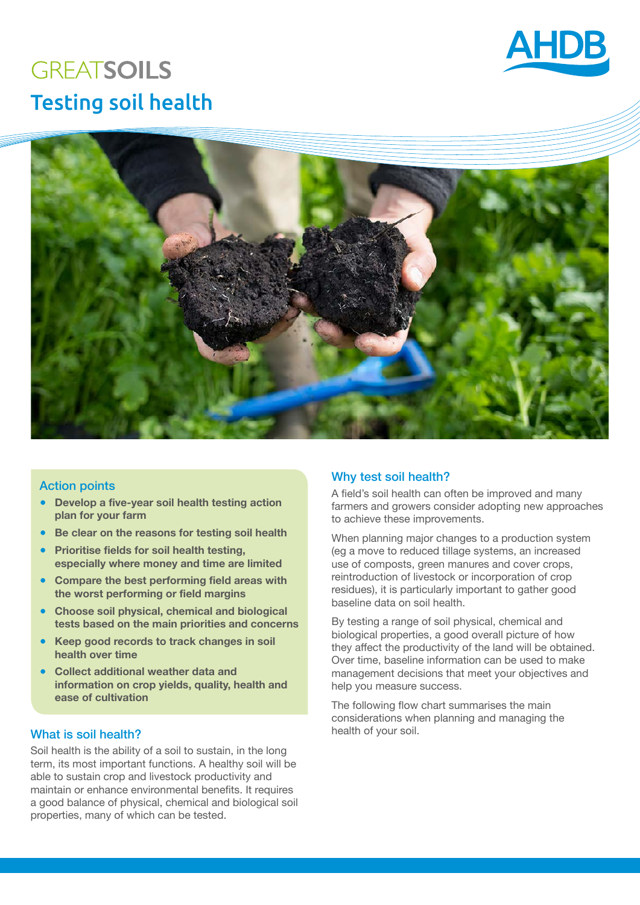# GREATSOILS

## Testing soil health

### Action points

- **Develop a five-year soil health testing action plan for your farm**
- **Be clear on the reasons for testing soil health**
- **Prioritise fields for soil health testing, especially where money and time are limited**
- **Compare the best performing field areas with the worst performing or field margins**
- **Choose soil physical, chemical and biological tests based on the main priorities and concerns**
- **Keep good records to track changes in soil health over time**
- **Collect additional weather data and information on crop yields, quality, health and ease of cultivation**

### What is soil health?

Soil health is the ability of a soil to sustain, in the long term, its most important functions. A healthy soil will be able to sustain crop and livestock productivity and maintain or enhance environmental benefits. It requires a good balance of physical, chemical and biological soil properties, many of which can be tested.

### Why test soil health?

A field's soil health can often be improved and many farmers and growers consider adopting new approaches to achieve these improvements.

When planning major changes to a production system (eg a move to reduced tillage systems, an increased use of composts, green manures and cover crops, reintroduction of livestock or incorporation of crop residues), it is particularly important to gather good baseline data on soil health.

By testing a range of soil physical, chemical and biological properties, a good overall picture of how they affect the productivity of the land will be obtained. Over time, baseline information can be used to make management decisions that meet your objectives and help you measure success.

The following flow chart summarises the main considerations when planning and managing the health of your soil.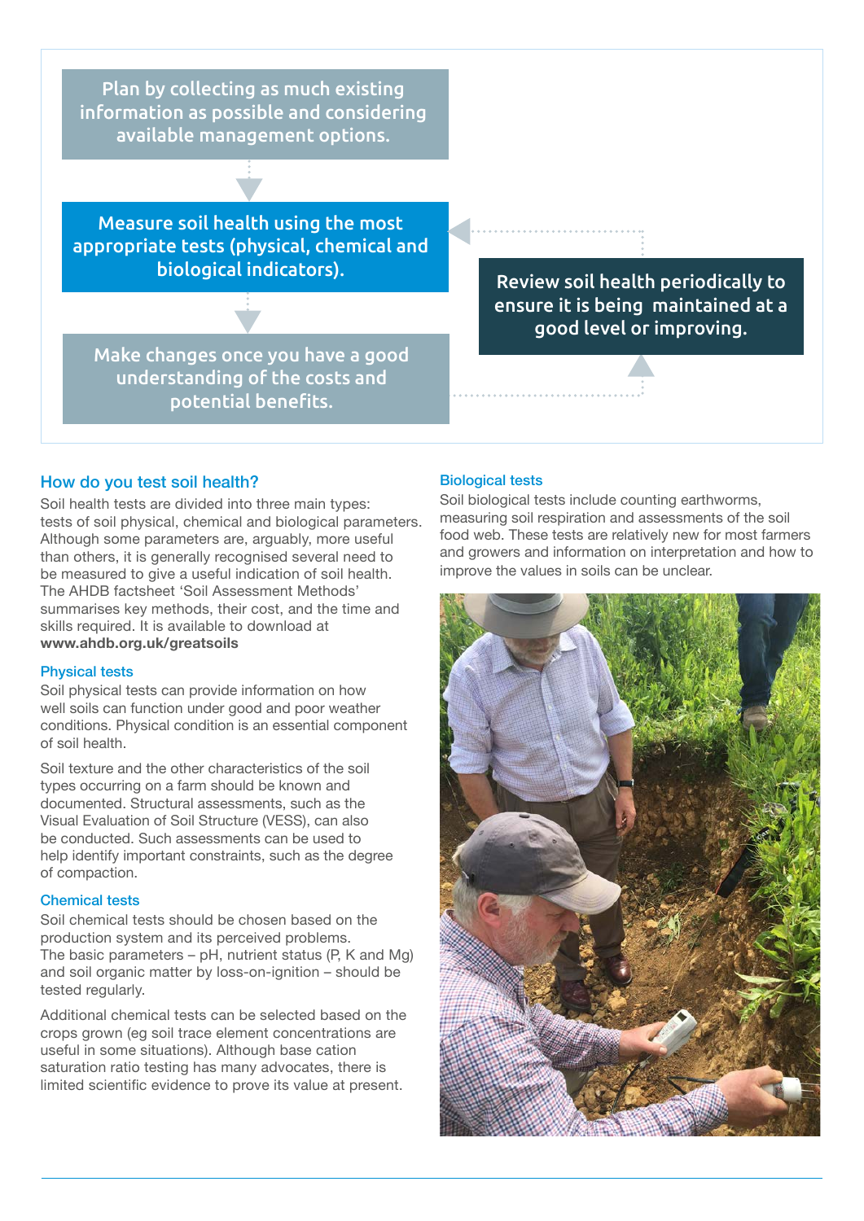Plan by collecting as much existing information as possible and considering available management options.

Measure soil health using the most appropriate tests (physical, chemical and biological indicators).

Make changes once you have a good understanding of the costs and potential benefits.

Review soil health periodically to ensure it is being maintained at a good level or improving.

## How do you test soil health?

Soil health tests are divided into three main types: tests of soil physical, chemical and biological parameters. Although some parameters are, arguably, more useful than others, it is generally recognised several need to be measured to give a useful indication of soil health. The AHDB factsheet 'Soil Assessment Methods' summarises key methods, their cost, and the time and skills required. It is available to download at **www.ahdb.org.uk/greatsoils**

### Physical tests

Soil physical tests can provide information on how well soils can function under good and poor weather conditions. Physical condition is an essential component of soil health.

Soil texture and the other characteristics of the soil types occurring on a farm should be known and documented. Structural assessments, such as the Visual Evaluation of Soil Structure (VESS), can also be conducted. Such assessments can be used to help identify important constraints, such as the degree of compaction.

### Chemical tests

Soil chemical tests should be chosen based on the production system and its perceived problems. The basic parameters – pH, nutrient status (P, K and Mg) and soil organic matter by loss-on-ignition – should be tested regularly.

Additional chemical tests can be selected based on the crops grown (eg soil trace element concentrations are useful in some situations). Although base cation saturation ratio testing has many advocates, there is limited scientific evidence to prove its value at present.

### Biological tests

Soil biological tests include counting earthworms, measuring soil respiration and assessments of the soil food web. These tests are relatively new for most farmers and growers and information on interpretation and how to improve the values in soils can be unclear.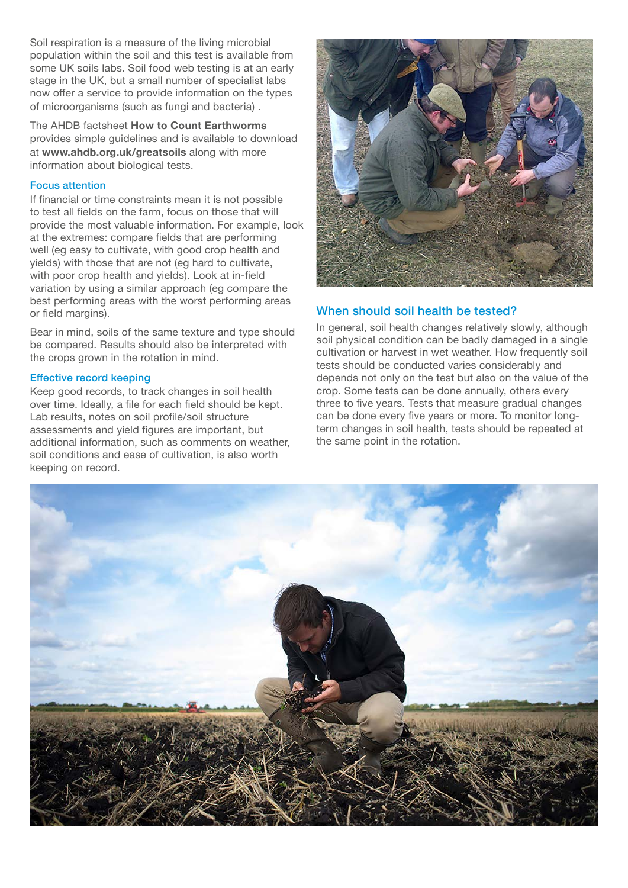Soil respiration is a measure of the living microbial population within the soil and this test is available from some UK soils labs. Soil food web testing is at an early stage in the UK, but a small number of specialist labs now offer a service to provide information on the types of microorganisms (such as fungi and bacteria) .

The AHDB factsheet **How to Count Earthworms** provides simple guidelines and is available to download at **www.ahdb.org.uk/greatsoils** along with more information about biological tests.

### Focus attention

If financial or time constraints mean it is not possible to test all fields on the farm, focus on those that will provide the most valuable information. For example, look at the extremes: compare fields that are performing well (eg easy to cultivate, with good crop health and yields) with those that are not (eg hard to cultivate, with poor crop health and yields). Look at in-field variation by using a similar approach (eg compare the best performing areas with the worst performing areas or field margins).

Bear in mind, soils of the same texture and type should be compared. Results should also be interpreted with the crops grown in the rotation in mind.

### Effective record keeping

Keep good records, to track changes in soil health over time. Ideally, a file for each field should be kept. Lab results, notes on soil profile/soil structure assessments and yield figures are important, but additional information, such as comments on weather, soil conditions and ease of cultivation, is also worth keeping on record.

## When should soil health be tested?

In general, soil health changes relatively slowly, although soil physical condition can be badly damaged in a single cultivation or harvest in wet weather. How frequently soil tests should be conducted varies considerably and depends not only on the test but also on the value of the crop. Some tests can be done annually, others every three to five years. Tests that measure gradual changes can be done every five years or more. To monitor long-term changes in soil health, tests should be repeated at the same point in the rotation.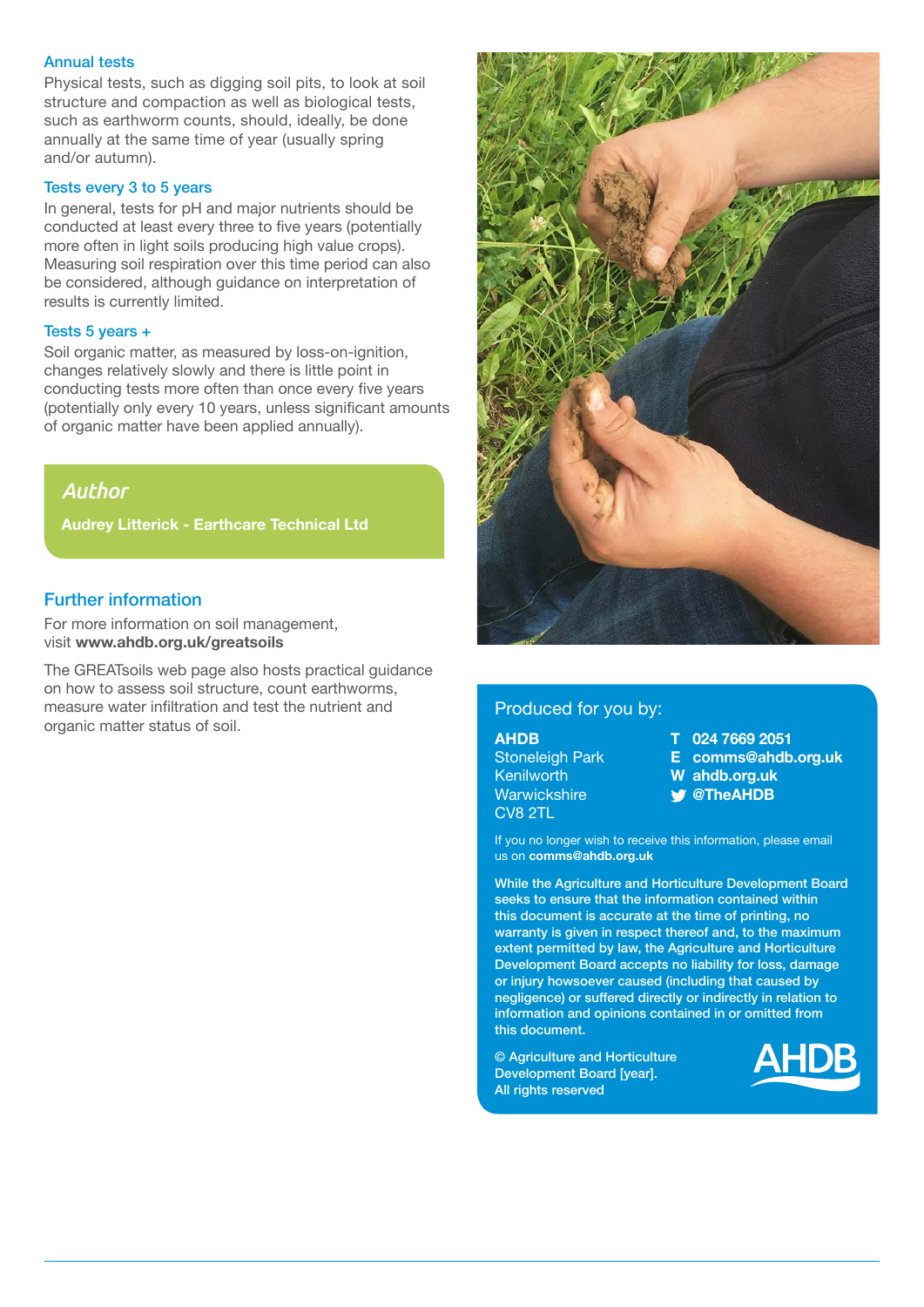### Annual tests

Physical tests, such as digging soil pits, to look at soil structure and compaction as well as biological tests, such as earthworm counts, should, ideally, be done annually at the same time of year (usually spring and/or autumn).

### Tests every 3 to 5 years

In general, tests for pH and major nutrients should be conducted at least every three to five years (potentially more often in light soils producing high value crops). Measuring soil respiration over this time period can also be considered, although guidance on interpretation of results is currently limited.

### Tests 5 years +

Soil organic matter, as measured by loss-on-ignition, changes relatively slowly and there is little point in conducting tests more often than once every five years (potentially only every 10 years, unless significant amounts of organic matter have been applied annually).

## *Author*

**Audrey Litterick - Earthcare Technical Ltd**

## Further information

For more information on soil management, visit **www.ahdb.org.uk/greatsoils**

The GREATsoils web page also hosts practical guidance on how to assess soil structure, count earthworms, measure water infiltration and test the nutrient and organic matter status of soil.

Produced for you by:

**AHDB**
Stoneleigh Park
Kenilworth
Warwickshire
CV8 2TL

**T 024 7669 2051**
**E comms@ahdb.org.uk**
**W ahdb.org.uk**
**@TheAHDB**

If you no longer wish to receive this information, please email us on **comms@ahdb.org.uk**

While the Agriculture and Horticulture Development Board seeks to ensure that the information contained within this document is accurate at the time of printing, no warranty is given in respect thereof and, to the maximum extent permitted by law, the Agriculture and Horticulture Development Board accepts no liability for loss, damage or injury howsoever caused (including that caused by negligence) or suffered directly or indirectly in relation to information and opinions contained in or omitted from this document.

© Agriculture and Horticulture Development Board [year]. All rights reserved

AHDB